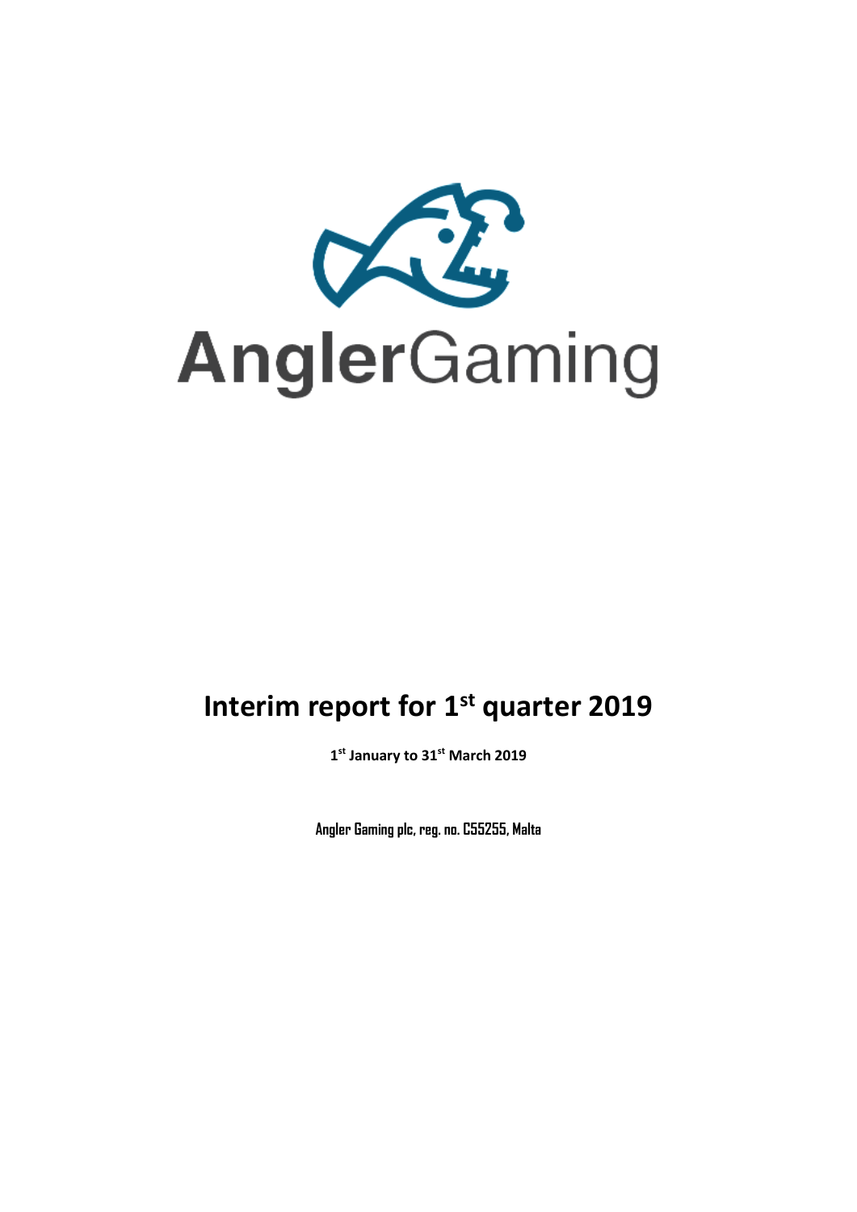AnglerGaming

# Interim report for 1st quarter 2019

**1st January to 31st March 2019**

**Angler Gaming plc, reg. no. C55255, Malta**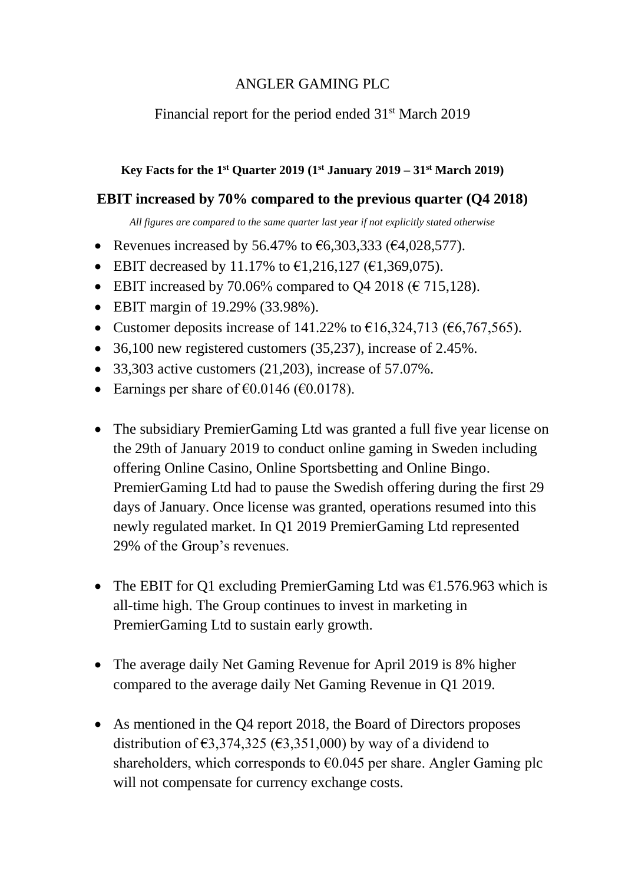# ANGLER GAMING PLC

## Financial report for the period ended 31st March 2019

**Key Facts for the 1st Quarter 2019 (1st January 2019 – 31st March 2019)**

### EBIT increased by 70% compared to the previous quarter (Q4 2018)

*All figures are compared to the same quarter last year if not explicitly stated otherwise*

- Revenues increased by 56.47% to €6,303,333 (€4,028,577).
- EBIT decreased by 11.17% to €1,216,127 (€1,369,075).
- EBIT increased by 70.06% compared to Q4 2018 (€ 715,128).
- EBIT margin of 19.29% (33.98%).
- Customer deposits increase of 141.22% to €16,324,713 (€6,767,565).
- 36,100 new registered customers (35,237), increase of 2.45%.
- 33,303 active customers (21,203), increase of 57.07%.
- Earnings per share of €0.0146 (€0.0178).

- The subsidiary PremierGaming Ltd was granted a full five year license on the 29th of January 2019 to conduct online gaming in Sweden including offering Online Casino, Online Sportsbetting and Online Bingo. PremierGaming Ltd had to pause the Swedish offering during the first 29 days of January. Once license was granted, operations resumed into this newly regulated market. In Q1 2019 PremierGaming Ltd represented 29% of the Group's revenues.

- The EBIT for Q1 excluding PremierGaming Ltd was €1.576.963 which is all-time high. The Group continues to invest in marketing in PremierGaming Ltd to sustain early growth.

- The average daily Net Gaming Revenue for April 2019 is 8% higher compared to the average daily Net Gaming Revenue in Q1 2019.

- As mentioned in the Q4 report 2018, the Board of Directors proposes distribution of €3,374,325 (€3,351,000) by way of a dividend to shareholders, which corresponds to €0.045 per share. Angler Gaming plc will not compensate for currency exchange costs.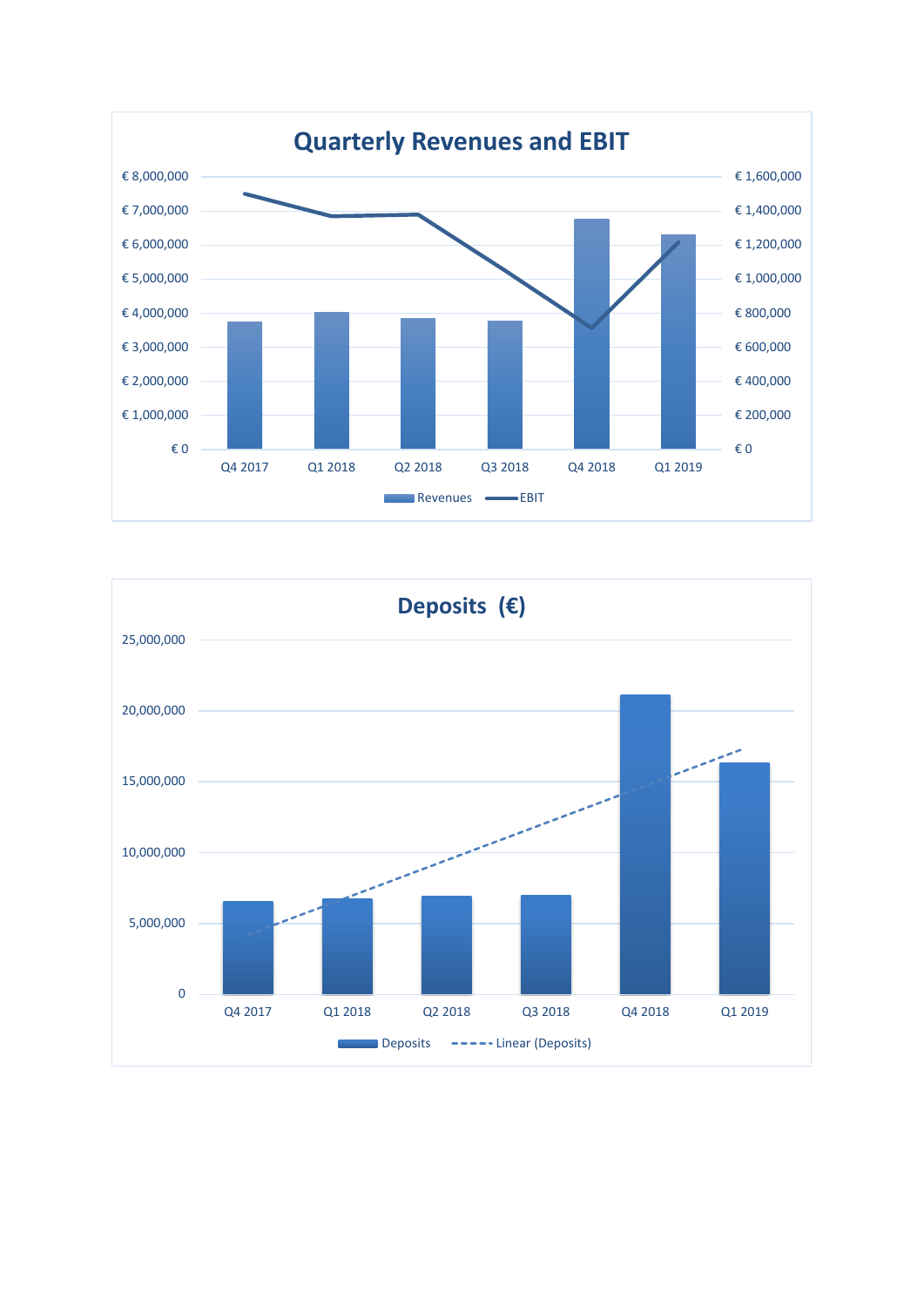## Quarterly Revenues and EBIT

€ 8,000,000 | € 1,600,000
€ 7,000,000 | € 1,400,000
€ 6,000,000 | € 1,200,000
€ 5,000,000 | € 1,000,000
€ 4,000,000 | € 800,000
€ 3,000,000 | € 600,000
€ 2,000,000 | € 400,000
€ 1,000,000 | € 200,000
€ 0 | € 0

Q4 2017 Q1 2018 Q2 2018 Q3 2018 Q4 2018 Q1 2019

Revenues EBIT

## Deposits (€)

25,000,000
20,000,000
15,000,000
10,000,000
5,000,000
0

Q4 2017 Q1 2018 Q2 2018 Q3 2018 Q4 2018 Q1 2019

Deposits Linear (Deposits)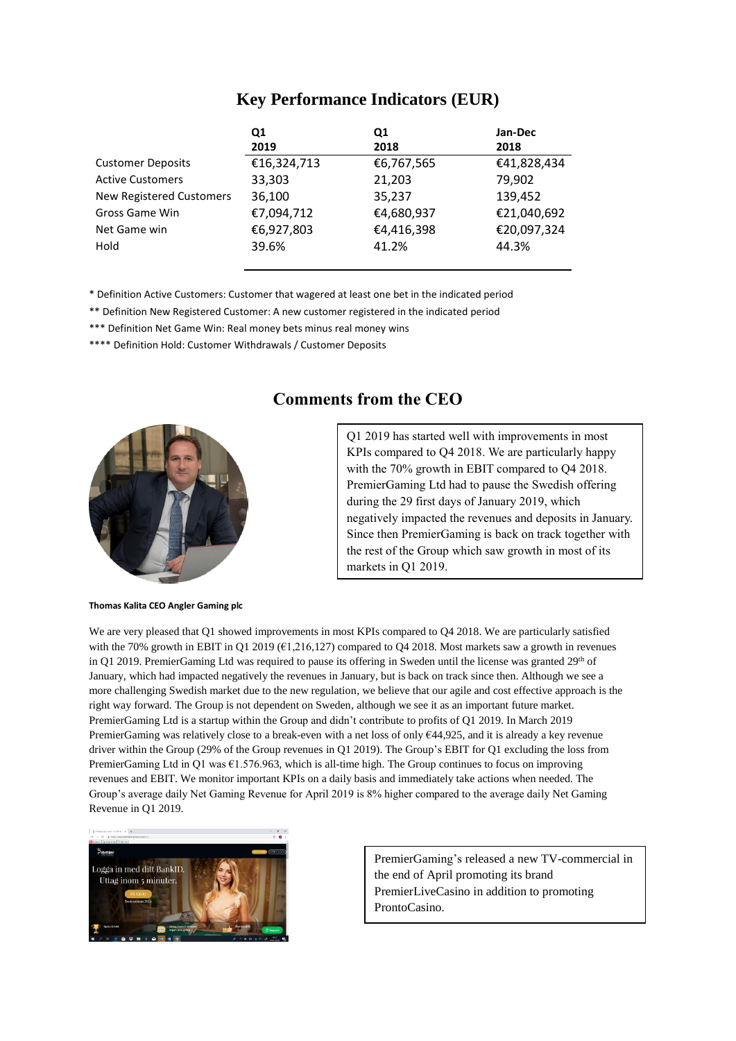## Key Performance Indicators (EUR)

| | Q1 2019 | Q1 2018 | Jan-Dec 2018 |
|---|---|---|---|
| Customer Deposits | €16,324,713 | €6,767,565 | €41,828,434 |
| Active Customers | 33,303 | 21,203 | 79,902 |
| New Registered Customers | 36,100 | 35,237 | 139,452 |
| Gross Game Win | €7,094,712 | €4,680,937 | €21,040,692 |
| Net Game win | €6,927,803 | €4,416,398 | €20,097,324 |
| Hold | 39.6% | 41.2% | 44.3% |

* Definition Active Customers: Customer that wagered at least one bet in the indicated period

** Definition New Registered Customer: A new customer registered in the indicated period

*** Definition Net Game Win: Real money bets minus real money wins

**** Definition Hold: Customer Withdrawals / Customer Deposits

## Comments from the CEO

Q1 2019 has started well with improvements in most KPIs compared to Q4 2018. We are particularly happy with the 70% growth in EBIT compared to Q4 2018. PremierGaming Ltd had to pause the Swedish offering during the 29 first days of January 2019, which negatively impacted the revenues and deposits in January. Since then PremierGaming is back on track together with the rest of the Group which saw growth in most of its markets in Q1 2019.

**Thomas Kalita CEO Angler Gaming plc**

We are very pleased that Q1 showed improvements in most KPIs compared to Q4 2018. We are particularly satisfied with the 70% growth in EBIT in Q1 2019 (€1,216,127) compared to Q4 2018. Most markets saw a growth in revenues in Q1 2019. PremierGaming Ltd was required to pause its offering in Sweden until the license was granted 29th of January, which had impacted negatively the revenues in January, but is back on track since then. Although we see a more challenging Swedish market due to the new regulation, we believe that our agile and cost effective approach is the right way forward. The Group is not dependent on Sweden, although we see it as an important future market. PremierGaming Ltd is a startup within the Group and didn't contribute to profits of Q1 2019. In March 2019 PremierGaming was relatively close to a break-even with a net loss of only €44,925, and it is already a key revenue driver within the Group (29% of the Group revenues in Q1 2019). The Group's EBIT for Q1 excluding the loss from PremierGaming Ltd in Q1 was €1.576.963, which is all-time high. The Group continues to focus on improving revenues and EBIT. We monitor important KPIs on a daily basis and immediately take actions when needed. The Group's average daily Net Gaming Revenue for April 2019 is 8% higher compared to the average daily Net Gaming Revenue in Q1 2019.

PremierGaming's released a new TV-commercial in the end of April promoting its brand PremierLiveCasino in addition to promoting ProntoCasino.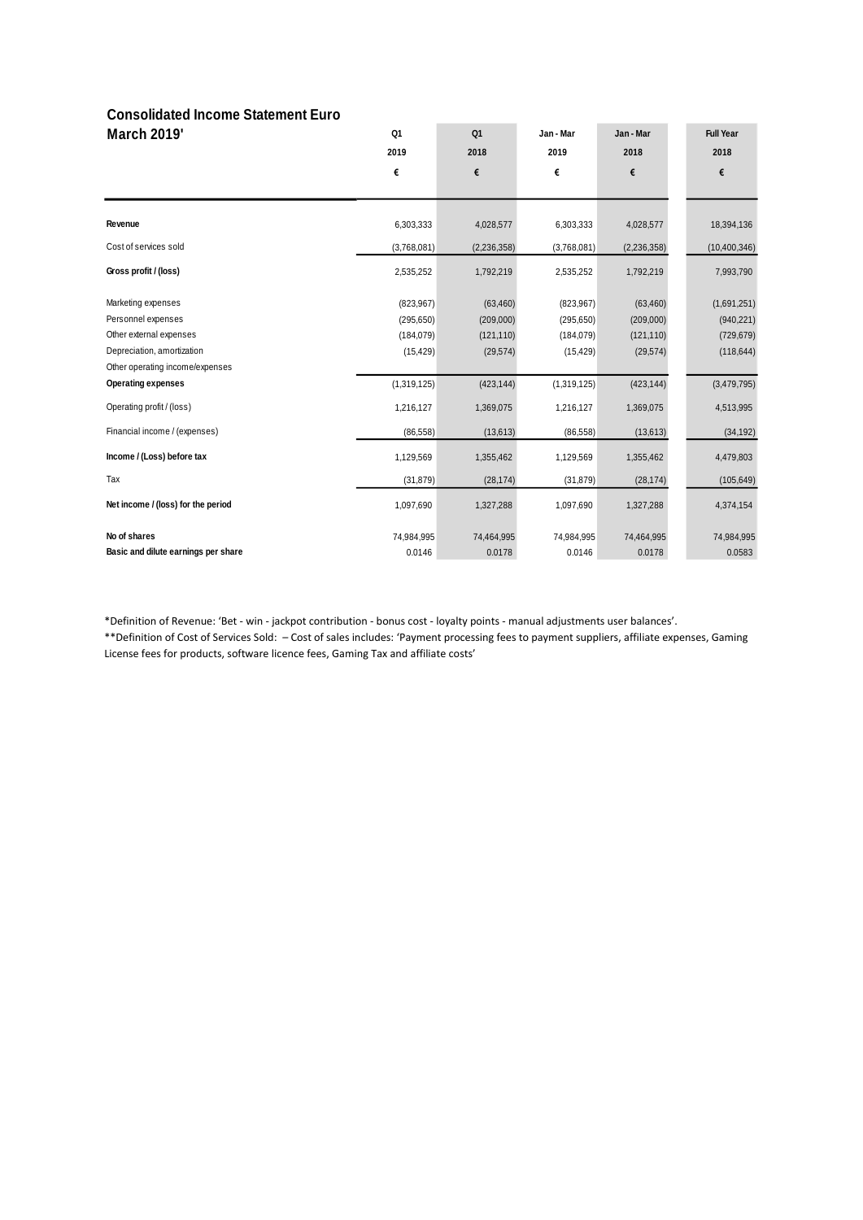## Consolidated Income Statement Euro March 2019'

| | Q1 2019 € | Q1 2018 € | Jan - Mar 2019 € | Jan - Mar 2018 € | Full Year 2018 € |
|---|---|---|---|---|---|
| **Revenue** | 6,303,333 | 4,028,577 | 6,303,333 | 4,028,577 | 18,394,136 |
| Cost of services sold | (3,768,081) | (2,236,358) | (3,768,081) | (2,236,358) | (10,400,346) |
| **Gross profit / (loss)** | 2,535,252 | 1,792,219 | 2,535,252 | 1,792,219 | 7,993,790 |
| Marketing expenses | (823,967) | (63,460) | (823,967) | (63,460) | (1,691,251) |
| Personnel expenses | (295,650) | (209,000) | (295,650) | (209,000) | (940,221) |
| Other external expenses | (184,079) | (121,110) | (184,079) | (121,110) | (729,679) |
| Depreciation, amortization | (15,429) | (29,574) | (15,429) | (29,574) | (118,644) |
| Other operating income/expenses | | | | | |
| **Operating expenses** | (1,319,125) | (423,144) | (1,319,125) | (423,144) | (3,479,795) |
| Operating profit / (loss) | 1,216,127 | 1,369,075 | 1,216,127 | 1,369,075 | 4,513,995 |
| Financial income / (expenses) | (86,558) | (13,613) | (86,558) | (13,613) | (34,192) |
| **Income / (Loss) before tax** | 1,129,569 | 1,355,462 | 1,129,569 | 1,355,462 | 4,479,803 |
| Tax | (31,879) | (28,174) | (31,879) | (28,174) | (105,649) |
| **Net income / (loss) for the period** | 1,097,690 | 1,327,288 | 1,097,690 | 1,327,288 | 4,374,154 |
| **No of shares** | 74,984,995 | 74,464,995 | 74,984,995 | 74,464,995 | 74,984,995 |
| **Basic and dilute earnings per share** | 0.0146 | 0.0178 | 0.0146 | 0.0178 | 0.0583 |

*Definition of Revenue: 'Bet - win - jackpot contribution - bonus cost - loyalty points - manual adjustments user balances'.

**Definition of Cost of Services Sold: – Cost of sales includes: 'Payment processing fees to payment suppliers, affiliate expenses, Gaming License fees for products, software licence fees, Gaming Tax and affiliate costs'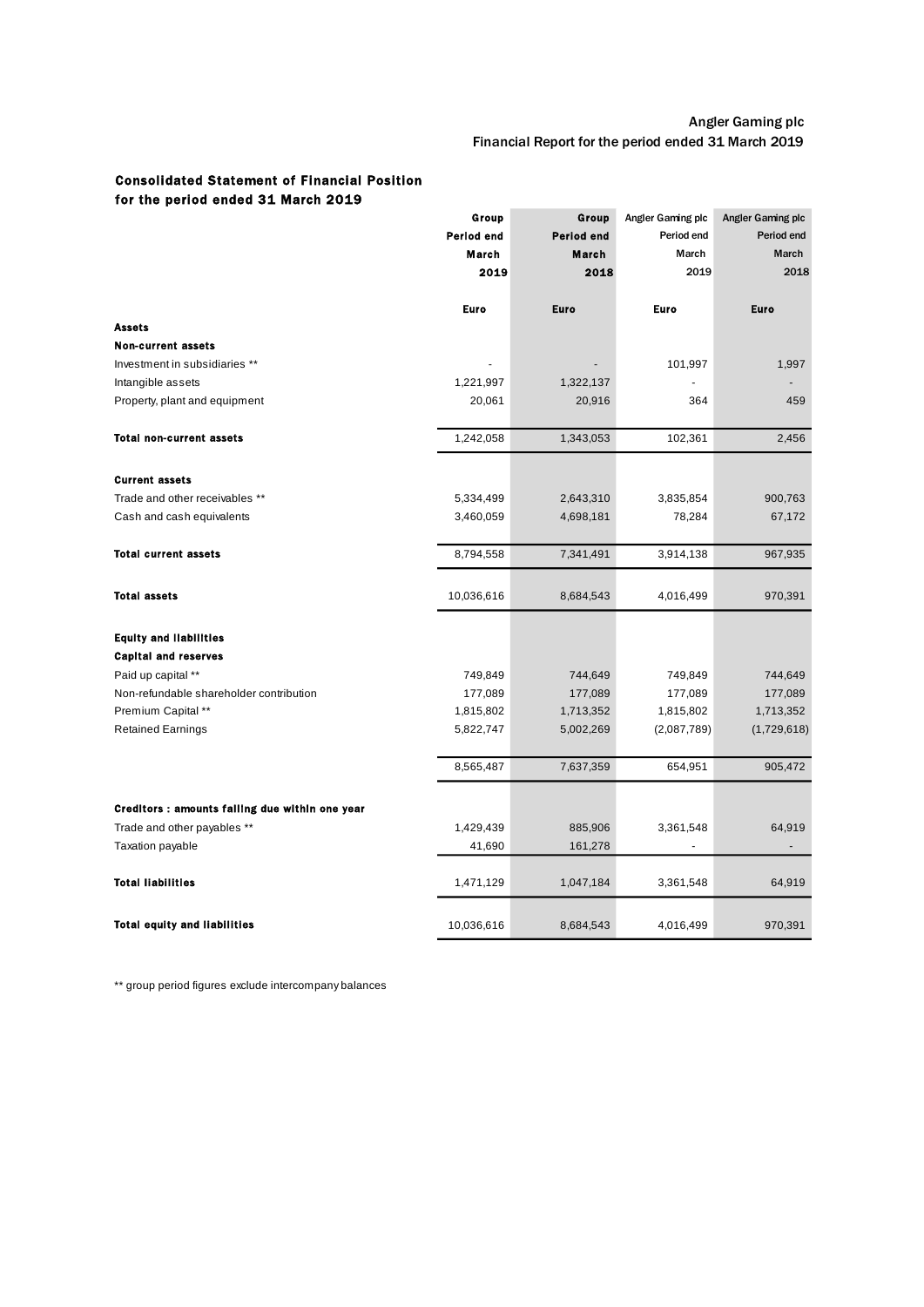## Consolidated Statement of Financial Position for the period ended 31 March 2019

| | Group Period end March 2019 | Group Period end March 2018 | Angler Gaming plc Period end March 2019 | Angler Gaming plc Period end March 2018 |
|---|---|---|---|---|
| | Euro | Euro | Euro | Euro |
| **Assets** | | | | |
| **Non-current assets** | | | | |
| Investment in subsidiaries ** | - | - | 101,997 | 1,997 |
| Intangible assets | 1,221,997 | 1,322,137 | - | - |
| Property, plant and equipment | 20,061 | 20,916 | 364 | 459 |
| **Total non-current assets** | 1,242,058 | 1,343,053 | 102,361 | 2,456 |
| **Current assets** | | | | |
| Trade and other receivables ** | 5,334,499 | 2,643,310 | 3,835,854 | 900,763 |
| Cash and cash equivalents | 3,460,059 | 4,698,181 | 78,284 | 67,172 |
| **Total current assets** | 8,794,558 | 7,341,491 | 3,914,138 | 967,935 |
| **Total assets** | 10,036,616 | 8,684,543 | 4,016,499 | 970,391 |
| **Equity and liabilities** | | | | |
| **Capital and reserves** | | | | |
| Paid up capital ** | 749,849 | 744,649 | 749,849 | 744,649 |
| Non-refundable shareholder contribution | 177,089 | 177,089 | 177,089 | 177,089 |
| Premium Capital ** | 1,815,802 | 1,713,352 | 1,815,802 | 1,713,352 |
| Retained Earnings | 5,822,747 | 5,002,269 | (2,087,789) | (1,729,618) |
| | 8,565,487 | 7,637,359 | 654,951 | 905,472 |
| **Creditors : amounts falling due within one year** | | | | |
| Trade and other payables ** | 1,429,439 | 885,906 | 3,361,548 | 64,919 |
| Taxation payable | 41,690 | 161,278 | - | - |
| **Total liabilities** | 1,471,129 | 1,047,184 | 3,361,548 | 64,919 |
| **Total equity and liabilities** | 10,036,616 | 8,684,543 | 4,016,499 | 970,391 |

** group period figures exclude intercompany balances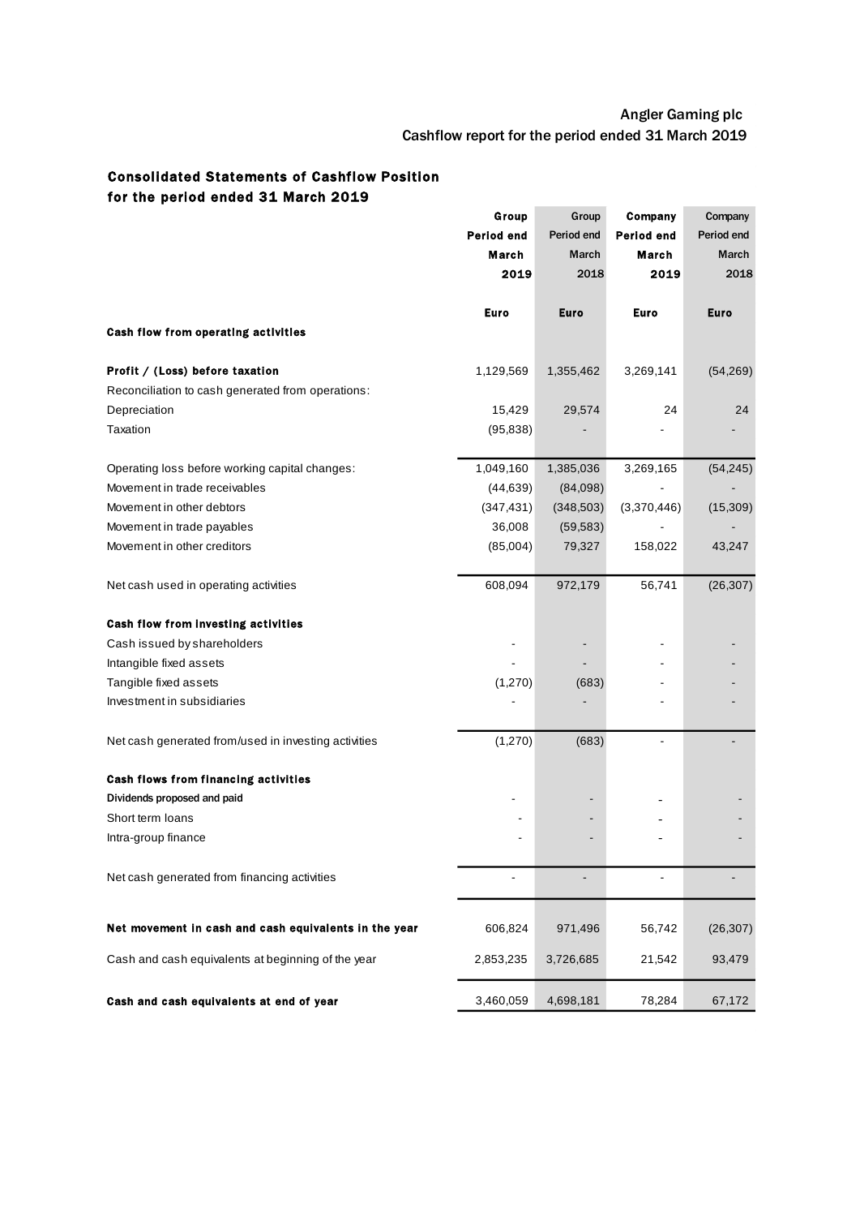Angler Gaming plc

Cashflow report for the period ended 31 March 2019

## Consolidated Statements of Cashflow Position for the period ended 31 March 2019

| | Group Period end March 2019 | Group Period end March 2018 | Company Period end March 2019 | Company Period end March 2018 |
|---|---|---|---|---|
| | Euro | Euro | Euro | Euro |
| **Cash flow from operating activities** | | | | |
| **Profit / (Loss) before taxation** | 1,129,569 | 1,355,462 | 3,269,141 | (54,269) |
| Reconciliation to cash generated from operations: | | | | |
| Depreciation | 15,429 | 29,574 | 24 | 24 |
| Taxation | (95,838) | - | - | - |
| Operating loss before working capital changes: | 1,049,160 | 1,385,036 | 3,269,165 | (54,245) |
| Movement in trade receivables | (44,639) | (84,098) | - | - |
| Movement in other debtors | (347,431) | (348,503) | (3,370,446) | (15,309) |
| Movement in trade payables | 36,008 | (59,583) | - | - |
| Movement in other creditors | (85,004) | 79,327 | 158,022 | 43,247 |
| Net cash used in operating activities | 608,094 | 972,179 | 56,741 | (26,307) |
| **Cash flow from investing activities** | | | | |
| Cash issued by shareholders | - | - | - | - |
| Intangible fixed assets | - | - | - | - |
| Tangible fixed assets | (1,270) | (683) | - | - |
| Investment in subsidiaries | - | - | - | - |
| Net cash generated from/used in investing activities | (1,270) | (683) | - | - |
| **Cash flows from financing activities** | | | | |
| **Dividends proposed and paid** | - | - | - | - |
| Short term loans | - | - | - | - |
| Intra-group finance | - | - | - | - |
| Net cash generated from financing activities | - | - | - | - |
| **Net movement in cash and cash equivalents in the year** | 606,824 | 971,496 | 56,742 | (26,307) |
| Cash and cash equivalents at beginning of the year | 2,853,235 | 3,726,685 | 21,542 | 93,479 |
| **Cash and cash equivalents at end of year** | 3,460,059 | 4,698,181 | 78,284 | 67,172 |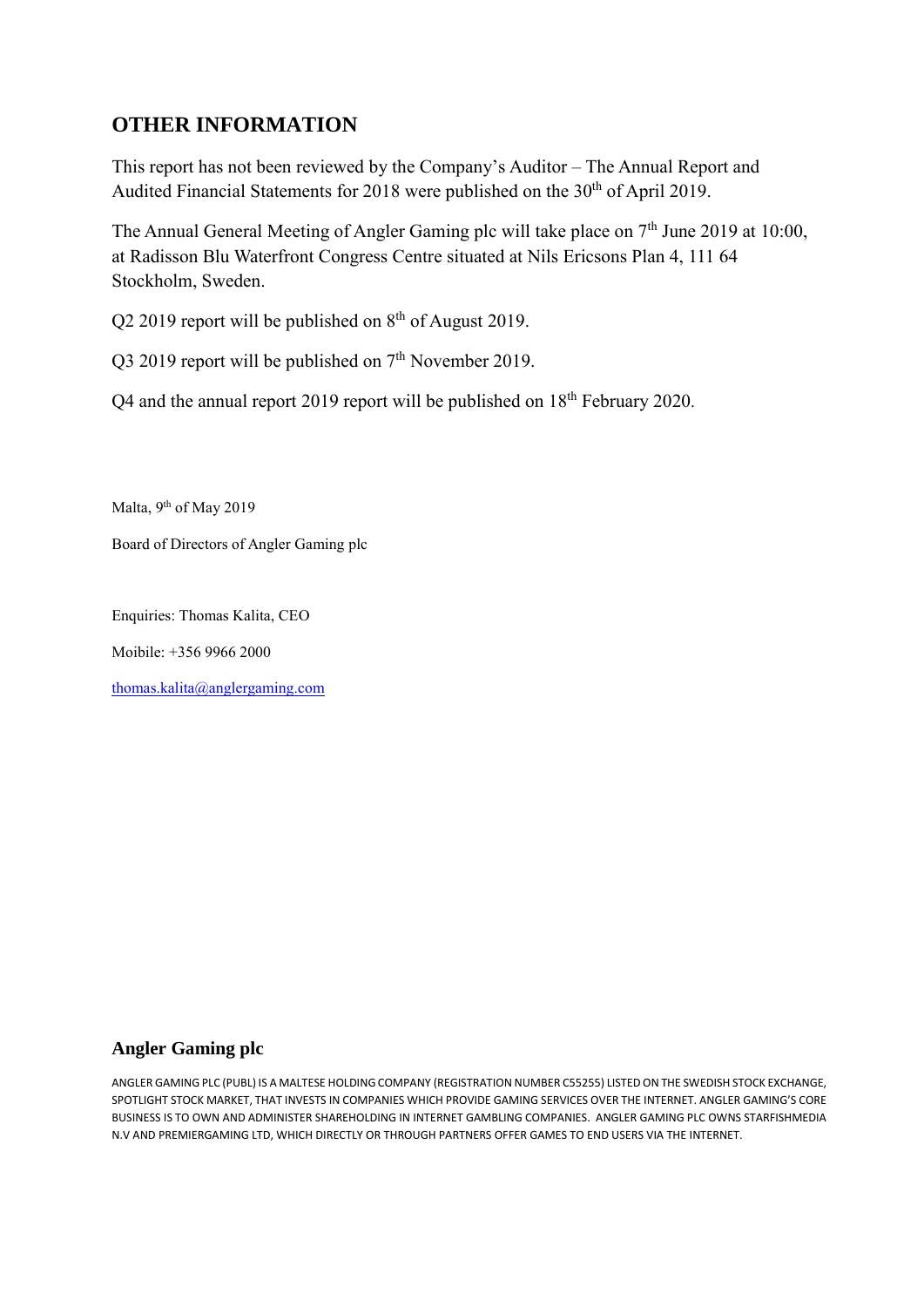## OTHER INFORMATION

This report has not been reviewed by the Company's Auditor – The Annual Report and Audited Financial Statements for 2018 were published on the 30th of April 2019.

The Annual General Meeting of Angler Gaming plc will take place on 7th June 2019 at 10:00, at Radisson Blu Waterfront Congress Centre situated at Nils Ericsons Plan 4, 111 64 Stockholm, Sweden.

Q2 2019 report will be published on 8th of August 2019.

Q3 2019 report will be published on 7th November 2019.

Q4 and the annual report 2019 report will be published on 18th February 2020.

Malta, 9th of May 2019

Board of Directors of Angler Gaming plc

Enquiries: Thomas Kalita, CEO

Moibile: +356 9966 2000

thomas.kalita@anglergaming.com

### Angler Gaming plc

ANGLER GAMING PLC (PUBL) IS A MALTESE HOLDING COMPANY (REGISTRATION NUMBER C55255) LISTED ON THE SWEDISH STOCK EXCHANGE, SPOTLIGHT STOCK MARKET, THAT INVESTS IN COMPANIES WHICH PROVIDE GAMING SERVICES OVER THE INTERNET. ANGLER GAMING'S CORE BUSINESS IS TO OWN AND ADMINISTER SHAREHOLDING IN INTERNET GAMBLING COMPANIES. ANGLER GAMING PLC OWNS STARFISHMEDIA N.V AND PREMIERGAMING LTD, WHICH DIRECTLY OR THROUGH PARTNERS OFFER GAMES TO END USERS VIA THE INTERNET.